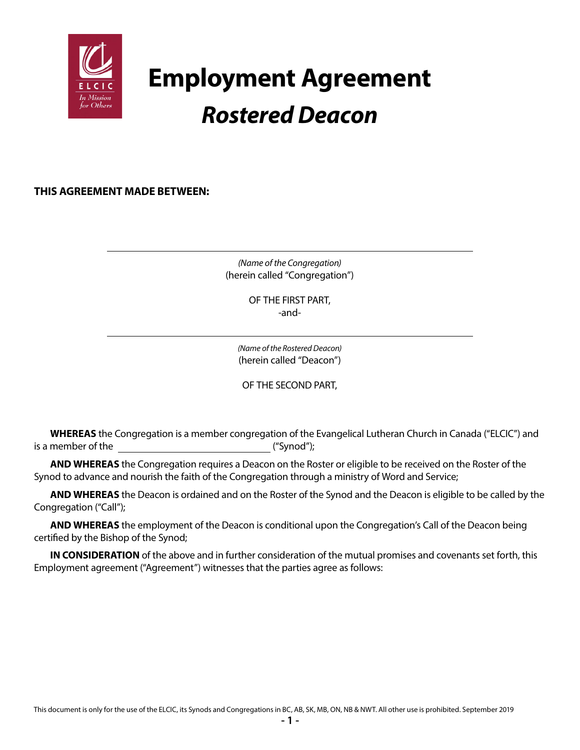# Employment Agreement

## *Rostered Deacon*

**THIS AGREEMENT MADE BETWEEN:**

\_\_\_\_\_\_\_\_\_\_\_\_\_\_\_\_\_\_\_\_\_\_\_\_\_\_\_\_\_\_\_\_\_\_\_\_\_\_\_\_

*(Name of the Congregation)*
(herein called "Congregation")

OF THE FIRST PART,
-and-

\_\_\_\_\_\_\_\_\_\_\_\_\_\_\_\_\_\_\_\_\_\_\_\_\_\_\_\_\_\_\_\_\_\_\_\_\_\_\_\_

*(Name of the Rostered Deacon)*
(herein called "Deacon")

OF THE SECOND PART,

**WHEREAS** the Congregation is a member congregation of the Evangelical Lutheran Church in Canada ("ELCIC") and is a member of the \_\_\_\_\_\_\_\_\_\_\_\_\_\_\_\_\_\_\_\_\_\_\_\_\_\_\_\_ ("Synod");

**AND WHEREAS** the Congregation requires a Deacon on the Roster or eligible to be received on the Roster of the Synod to advance and nourish the faith of the Congregation through a ministry of Word and Service;

**AND WHEREAS** the Deacon is ordained and on the Roster of the Synod and the Deacon is eligible to be called by the Congregation ("Call");

**AND WHEREAS** the employment of the Deacon is conditional upon the Congregation's Call of the Deacon being certified by the Bishop of the Synod;

**IN CONSIDERATION** of the above and in further consideration of the mutual promises and covenants set forth, this Employment agreement ("Agreement") witnesses that the parties agree as follows:

This document is only for the use of the ELCIC, its Synods and Congregations in BC, AB, SK, MB, ON, NB & NWT. All other use is prohibited. September 2019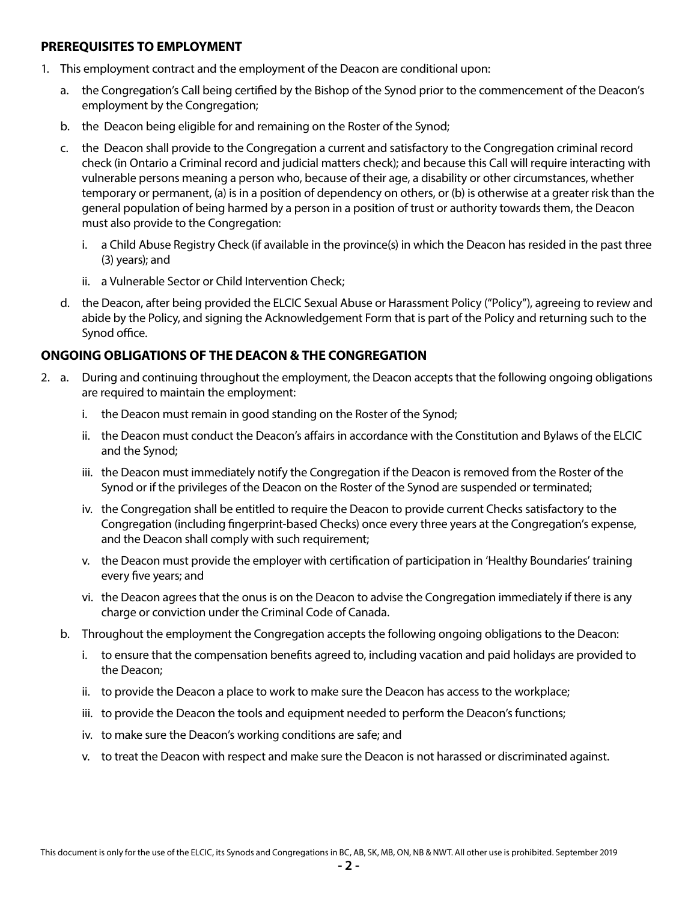## PREREQUISITES TO EMPLOYMENT

1. This employment contract and the employment of the Deacon are conditional upon:
   a. the Congregation's Call being certified by the Bishop of the Synod prior to the commencement of the Deacon's employment by the Congregation;
   b. the Deacon being eligible for and remaining on the Roster of the Synod;
   c. the Deacon shall provide to the Congregation a current and satisfactory to the Congregation criminal record check (in Ontario a Criminal record and judicial matters check); and because this Call will require interacting with vulnerable persons meaning a person who, because of their age, a disability or other circumstances, whether temporary or permanent, (a) is in a position of dependency on others, or (b) is otherwise at a greater risk than the general population of being harmed by a person in a position of trust or authority towards them, the Deacon must also provide to the Congregation:
      i. a Child Abuse Registry Check (if available in the province(s) in which the Deacon has resided in the past three (3) years); and
      ii. a Vulnerable Sector or Child Intervention Check;
   d. the Deacon, after being provided the ELCIC Sexual Abuse or Harassment Policy ("Policy"), agreeing to review and abide by the Policy, and signing the Acknowledgement Form that is part of the Policy and returning such to the Synod office.

## ONGOING OBLIGATIONS OF THE DEACON & THE CONGREGATION

2. a. During and continuing throughout the employment, the Deacon accepts that the following ongoing obligations are required to maintain the employment:
      i. the Deacon must remain in good standing on the Roster of the Synod;
      ii. the Deacon must conduct the Deacon's affairs in accordance with the Constitution and Bylaws of the ELCIC and the Synod;
      iii. the Deacon must immediately notify the Congregation if the Deacon is removed from the Roster of the Synod or if the privileges of the Deacon on the Roster of the Synod are suspended or terminated;
      iv. the Congregation shall be entitled to require the Deacon to provide current Checks satisfactory to the Congregation (including fingerprint-based Checks) once every three years at the Congregation's expense, and the Deacon shall comply with such requirement;
      v. the Deacon must provide the employer with certification of participation in 'Healthy Boundaries' training every five years; and
      vi. the Deacon agrees that the onus is on the Deacon to advise the Congregation immediately if there is any charge or conviction under the Criminal Code of Canada.

   b. Throughout the employment the Congregation accepts the following ongoing obligations to the Deacon:
      i. to ensure that the compensation benefits agreed to, including vacation and paid holidays are provided to the Deacon;
      ii. to provide the Deacon a place to work to make sure the Deacon has access to the workplace;
      iii. to provide the Deacon the tools and equipment needed to perform the Deacon's functions;
      iv. to make sure the Deacon's working conditions are safe; and
      v. to treat the Deacon with respect and make sure the Deacon is not harassed or discriminated against.

This document is only for the use of the ELCIC, its Synods and Congregations in BC, AB, SK, MB, ON, NB & NWT. All other use is prohibited. September 2019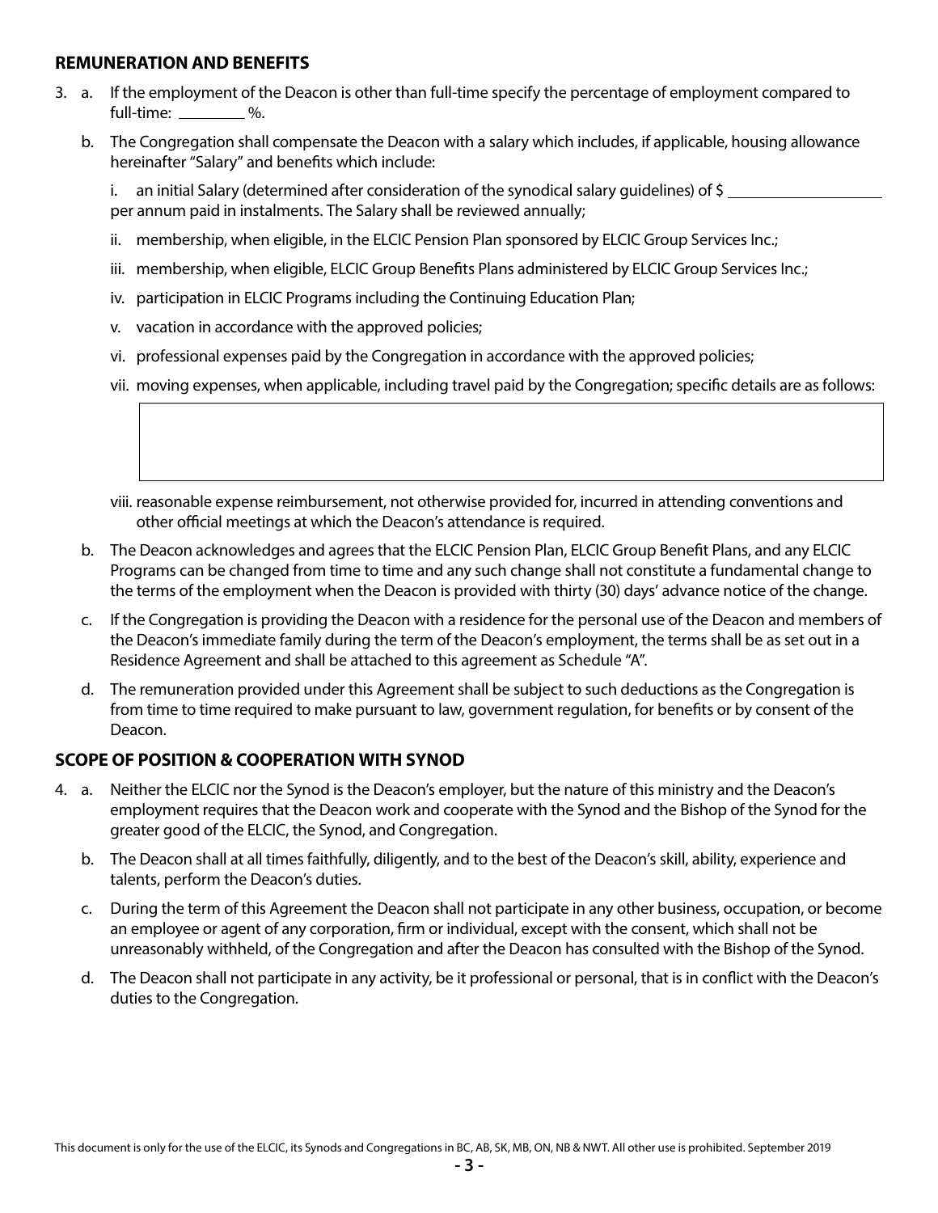## REMUNERATION AND BENEFITS

3. a. If the employment of the Deacon is other than full-time specify the percentage of employment compared to full-time: ________ %.

   b. The Congregation shall compensate the Deacon with a salary which includes, if applicable, housing allowance hereinafter "Salary" and benefits which include:

      i. an initial Salary (determined after consideration of the synodical salary guidelines) of $ ________________ per annum paid in instalments. The Salary shall be reviewed annually;

      ii. membership, when eligible, in the ELCIC Pension Plan sponsored by ELCIC Group Services Inc.;

      iii. membership, when eligible, ELCIC Group Benefits Plans administered by ELCIC Group Services Inc.;

      iv. participation in ELCIC Programs including the Continuing Education Plan;

      v. vacation in accordance with the approved policies;

      vi. professional expenses paid by the Congregation in accordance with the approved policies;

      vii. moving expenses, when applicable, including travel paid by the Congregation; specific details are as follows:

      viii. reasonable expense reimbursement, not otherwise provided for, incurred in attending conventions and other official meetings at which the Deacon's attendance is required.

   b. The Deacon acknowledges and agrees that the ELCIC Pension Plan, ELCIC Group Benefit Plans, and any ELCIC Programs can be changed from time to time and any such change shall not constitute a fundamental change to the terms of the employment when the Deacon is provided with thirty (30) days' advance notice of the change.

   c. If the Congregation is providing the Deacon with a residence for the personal use of the Deacon and members of the Deacon's immediate family during the term of the Deacon's employment, the terms shall be as set out in a Residence Agreement and shall be attached to this agreement as Schedule "A".

   d. The remuneration provided under this Agreement shall be subject to such deductions as the Congregation is from time to time required to make pursuant to law, government regulation, for benefits or by consent of the Deacon.

## SCOPE OF POSITION & COOPERATION WITH SYNOD

4. a. Neither the ELCIC nor the Synod is the Deacon's employer, but the nature of this ministry and the Deacon's employment requires that the Deacon work and cooperate with the Synod and the Bishop of the Synod for the greater good of the ELCIC, the Synod, and Congregation.

   b. The Deacon shall at all times faithfully, diligently, and to the best of the Deacon's skill, ability, experience and talents, perform the Deacon's duties.

   c. During the term of this Agreement the Deacon shall not participate in any other business, occupation, or become an employee or agent of any corporation, firm or individual, except with the consent, which shall not be unreasonably withheld, of the Congregation and after the Deacon has consulted with the Bishop of the Synod.

   d. The Deacon shall not participate in any activity, be it professional or personal, that is in conflict with the Deacon's duties to the Congregation.

This document is only for the use of the ELCIC, its Synods and Congregations in BC, AB, SK, MB, ON, NB & NWT. All other use is prohibited. September 2019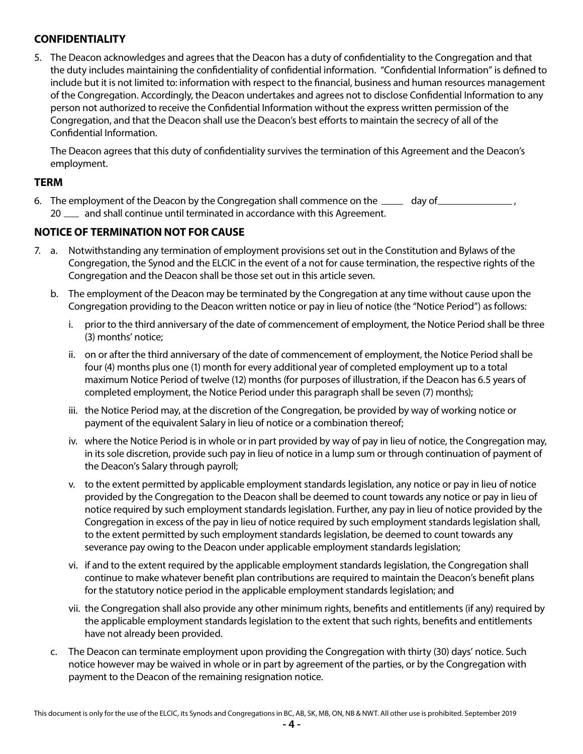## CONFIDENTIALITY

5. The Deacon acknowledges and agrees that the Deacon has a duty of confidentiality to the Congregation and that the duty includes maintaining the confidentiality of confidential information. "Confidential Information" is defined to include but it is not limited to: information with respect to the financial, business and human resources management of the Congregation. Accordingly, the Deacon undertakes and agrees not to disclose Confidential Information to any person not authorized to receive the Confidential Information without the express written permission of the Congregation, and that the Deacon shall use the Deacon's best efforts to maintain the secrecy of all of the Confidential Information.

   The Deacon agrees that this duty of confidentiality survives the termination of this Agreement and the Deacon's employment.

## TERM

6. The employment of the Deacon by the Congregation shall commence on the \_\_\_\_\_ day of \_\_\_\_\_\_\_\_\_\_\_\_\_\_\_\_, 20 \_\_\_ and shall continue until terminated in accordance with this Agreement.

## NOTICE OF TERMINATION NOT FOR CAUSE

7. a. Notwithstanding any termination of employment provisions set out in the Constitution and Bylaws of the Congregation, the Synod and the ELCIC in the event of a not for cause termination, the respective rights of the Congregation and the Deacon shall be those set out in this article seven.

   b. The employment of the Deacon may be terminated by the Congregation at any time without cause upon the Congregation providing to the Deacon written notice or pay in lieu of notice (the "Notice Period") as follows:

      i. prior to the third anniversary of the date of commencement of employment, the Notice Period shall be three (3) months' notice;

      ii. on or after the third anniversary of the date of commencement of employment, the Notice Period shall be four (4) months plus one (1) month for every additional year of completed employment up to a total maximum Notice Period of twelve (12) months (for purposes of illustration, if the Deacon has 6.5 years of completed employment, the Notice Period under this paragraph shall be seven (7) months);

      iii. the Notice Period may, at the discretion of the Congregation, be provided by way of working notice or payment of the equivalent Salary in lieu of notice or a combination thereof;

      iv. where the Notice Period is in whole or in part provided by way of pay in lieu of notice, the Congregation may, in its sole discretion, provide such pay in lieu of notice in a lump sum or through continuation of payment of the Deacon's Salary through payroll;

      v. to the extent permitted by applicable employment standards legislation, any notice or pay in lieu of notice provided by the Congregation to the Deacon shall be deemed to count towards any notice or pay in lieu of notice required by such employment standards legislation. Further, any pay in lieu of notice provided by the Congregation in excess of the pay in lieu of notice required by such employment standards legislation shall, to the extent permitted by such employment standards legislation, be deemed to count towards any severance pay owing to the Deacon under applicable employment standards legislation;

      vi. if and to the extent required by the applicable employment standards legislation, the Congregation shall continue to make whatever benefit plan contributions are required to maintain the Deacon's benefit plans for the statutory notice period in the applicable employment standards legislation; and

      vii. the Congregation shall also provide any other minimum rights, benefits and entitlements (if any) required by the applicable employment standards legislation to the extent that such rights, benefits and entitlements have not already been provided.

   c. The Deacon can terminate employment upon providing the Congregation with thirty (30) days' notice. Such notice however may be waived in whole or in part by agreement of the parties, or by the Congregation with payment to the Deacon of the remaining resignation notice.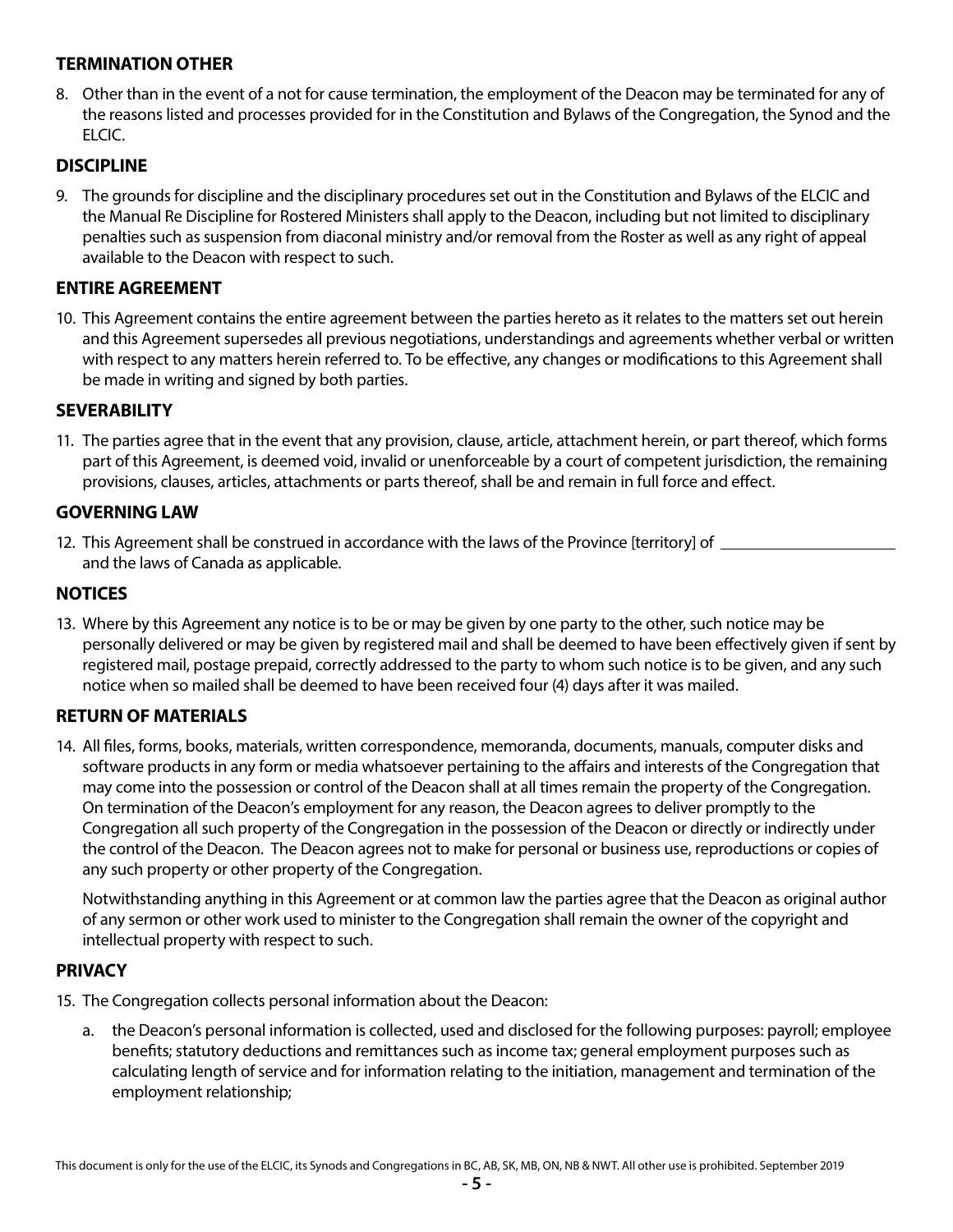## TERMINATION OTHER

8. Other than in the event of a not for cause termination, the employment of the Deacon may be terminated for any of the reasons listed and processes provided for in the Constitution and Bylaws of the Congregation, the Synod and the ELCIC.

## DISCIPLINE

9. The grounds for discipline and the disciplinary procedures set out in the Constitution and Bylaws of the ELCIC and the Manual Re Discipline for Rostered Ministers shall apply to the Deacon, including but not limited to disciplinary penalties such as suspension from diaconal ministry and/or removal from the Roster as well as any right of appeal available to the Deacon with respect to such.

## ENTIRE AGREEMENT

10. This Agreement contains the entire agreement between the parties hereto as it relates to the matters set out herein and this Agreement supersedes all previous negotiations, understandings and agreements whether verbal or written with respect to any matters herein referred to. To be effective, any changes or modifications to this Agreement shall be made in writing and signed by both parties.

## SEVERABILITY

11. The parties agree that in the event that any provision, clause, article, attachment herein, or part thereof, which forms part of this Agreement, is deemed void, invalid or unenforceable by a court of competent jurisdiction, the remaining provisions, clauses, articles, attachments or parts thereof, shall be and remain in full force and effect.

## GOVERNING LAW

12. This Agreement shall be construed in accordance with the laws of the Province [territory] of ____________________ and the laws of Canada as applicable.

## NOTICES

13. Where by this Agreement any notice is to be or may be given by one party to the other, such notice may be personally delivered or may be given by registered mail and shall be deemed to have been effectively given if sent by registered mail, postage prepaid, correctly addressed to the party to whom such notice is to be given, and any such notice when so mailed shall be deemed to have been received four (4) days after it was mailed.

## RETURN OF MATERIALS

14. All files, forms, books, materials, written correspondence, memoranda, documents, manuals, computer disks and software products in any form or media whatsoever pertaining to the affairs and interests of the Congregation that may come into the possession or control of the Deacon shall at all times remain the property of the Congregation. On termination of the Deacon's employment for any reason, the Deacon agrees to deliver promptly to the Congregation all such property of the Congregation in the possession of the Deacon or directly or indirectly under the control of the Deacon. The Deacon agrees not to make for personal or business use, reproductions or copies of any such property or other property of the Congregation.

    Notwithstanding anything in this Agreement or at common law the parties agree that the Deacon as original author of any sermon or other work used to minister to the Congregation shall remain the owner of the copyright and intellectual property with respect to such.

## PRIVACY

15. The Congregation collects personal information about the Deacon:

    a. the Deacon's personal information is collected, used and disclosed for the following purposes: payroll; employee benefits; statutory deductions and remittances such as income tax; general employment purposes such as calculating length of service and for information relating to the initiation, management and termination of the employment relationship;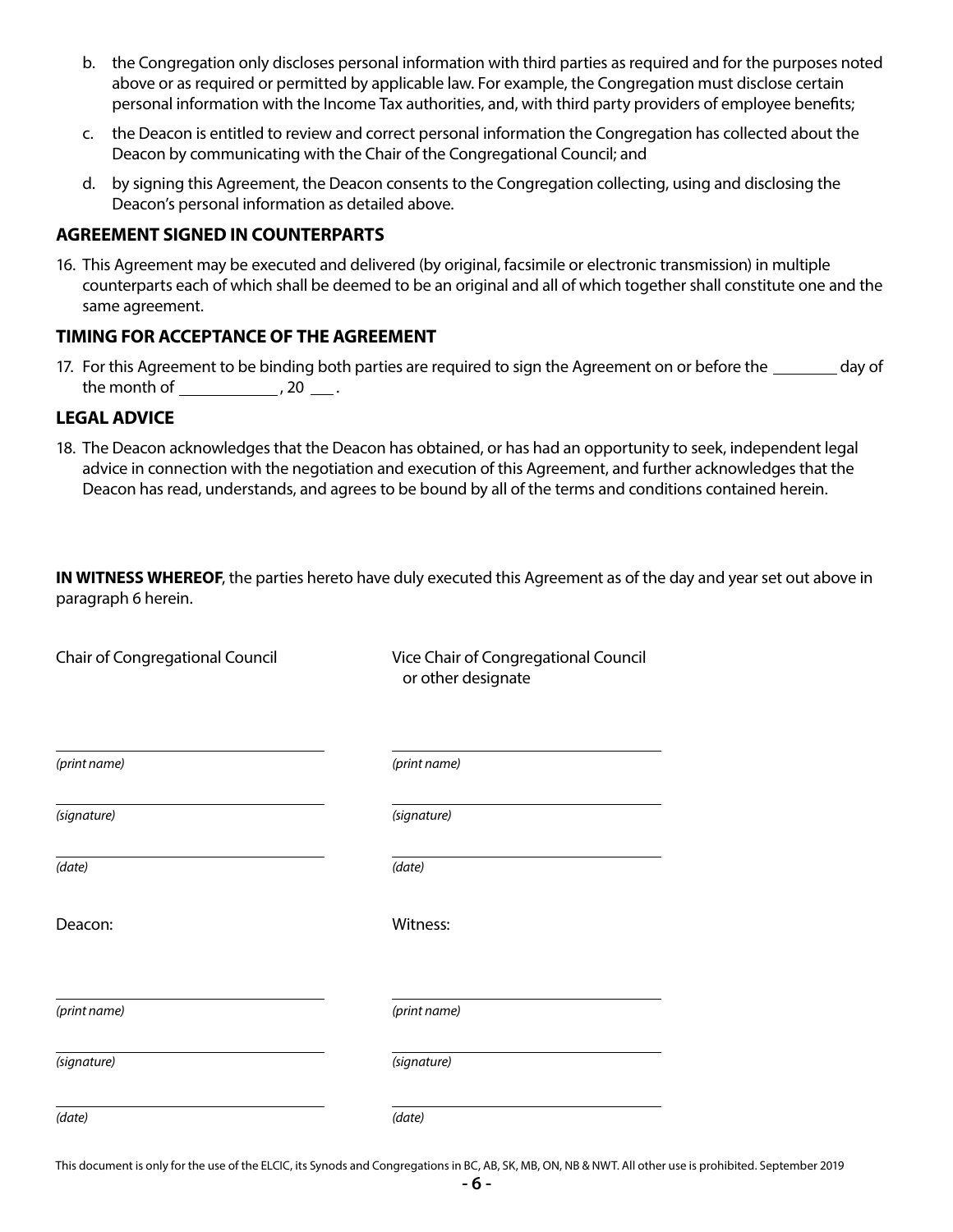b. the Congregation only discloses personal information with third parties as required and for the purposes noted above or as required or permitted by applicable law. For example, the Congregation must disclose certain personal information with the Income Tax authorities, and, with third party providers of employee benefits;

c. the Deacon is entitled to review and correct personal information the Congregation has collected about the Deacon by communicating with the Chair of the Congregational Council; and

d. by signing this Agreement, the Deacon consents to the Congregation collecting, using and disclosing the Deacon's personal information as detailed above.

## AGREEMENT SIGNED IN COUNTERPARTS

16. This Agreement may be executed and delivered (by original, facsimile or electronic transmission) in multiple counterparts each of which shall be deemed to be an original and all of which together shall constitute one and the same agreement.

## TIMING FOR ACCEPTANCE OF THE AGREEMENT

17. For this Agreement to be binding both parties are required to sign the Agreement on or before the ________ day of the month of ____________ , 20 ___ .

## LEGAL ADVICE

18. The Deacon acknowledges that the Deacon has obtained, or has had an opportunity to seek, independent legal advice in connection with the negotiation and execution of this Agreement, and further acknowledges that the Deacon has read, understands, and agrees to be bound by all of the terms and conditions contained herein.

**IN WITNESS WHEREOF**, the parties hereto have duly executed this Agreement as of the day and year set out above in paragraph 6 herein.

| Chair of Congregational Council | Vice Chair of Congregational Council or other designate |
| --- | --- |
| ______________________________ | ______________________________ |
| *(print name)* | *(print name)* |
| ______________________________ | ______________________________ |
| *(signature)* | *(signature)* |
| ______________________________ | ______________________________ |
| *(date)* | *(date)* |

| Deacon: | Witness: |
| --- | --- |
| ______________________________ | ______________________________ |
| *(print name)* | *(print name)* |
| ______________________________ | ______________________________ |
| *(signature)* | *(signature)* |
| ______________________________ | ______________________________ |
| *(date)* | *(date)* |

This document is only for the use of the ELCIC, its Synods and Congregations in BC, AB, SK, MB, ON, NB & NWT. All other use is prohibited. September 2019